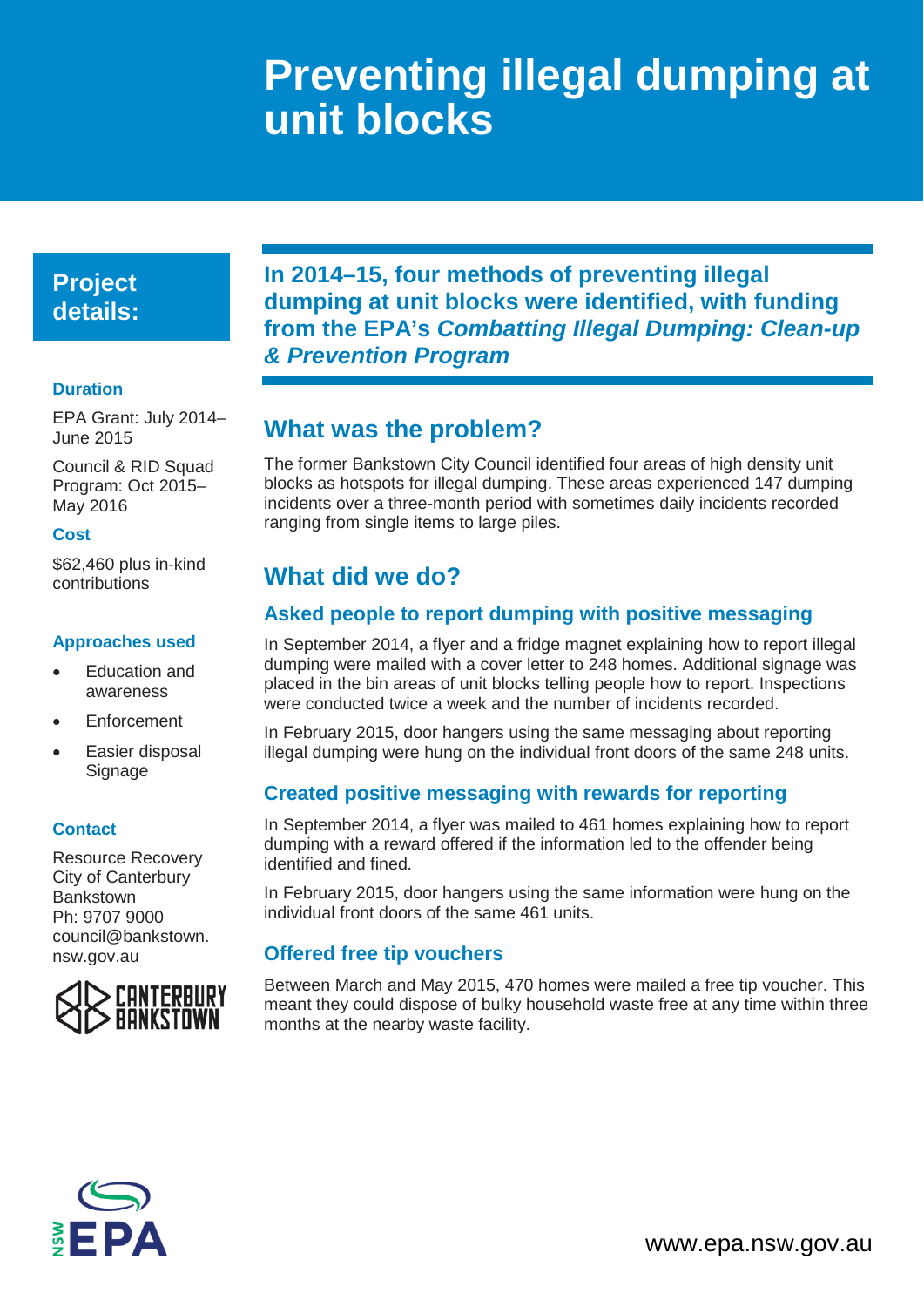# Preventing illegal dumping at unit blocks

## Project details:

**Duration**

EPA Grant: July 2014–June 2015

Council & RID Squad Program: Oct 2015–May 2016

**Cost**

$62,460 plus in-kind contributions

**Approaches used**

- Education and awareness
- Enforcement
- Easier disposal Signage

**Contact**

Resource Recovery
City of Canterbury Bankstown
Ph: 9707 9000
council@bankstown.nsw.gov.au

**In 2014–15, four methods of preventing illegal dumping at unit blocks were identified, with funding from the EPA's *Combatting Illegal Dumping: Clean-up & Prevention Program***

## What was the problem?

The former Bankstown City Council identified four areas of high density unit blocks as hotspots for illegal dumping. These areas experienced 147 dumping incidents over a three-month period with sometimes daily incidents recorded ranging from single items to large piles.

## What did we do?

### Asked people to report dumping with positive messaging

In September 2014, a flyer and a fridge magnet explaining how to report illegal dumping were mailed with a cover letter to 248 homes. Additional signage was placed in the bin areas of unit blocks telling people how to report. Inspections were conducted twice a week and the number of incidents recorded.

In February 2015, door hangers using the same messaging about reporting illegal dumping were hung on the individual front doors of the same 248 units.

### Created positive messaging with rewards for reporting

In September 2014, a flyer was mailed to 461 homes explaining how to report dumping with a reward offered if the information led to the offender being identified and fined.

In February 2015, door hangers using the same information were hung on the individual front doors of the same 461 units.

### Offered free tip vouchers

Between March and May 2015, 470 homes were mailed a free tip voucher. This meant they could dispose of bulky household waste free at any time within three months at the nearby waste facility.

www.epa.nsw.gov.au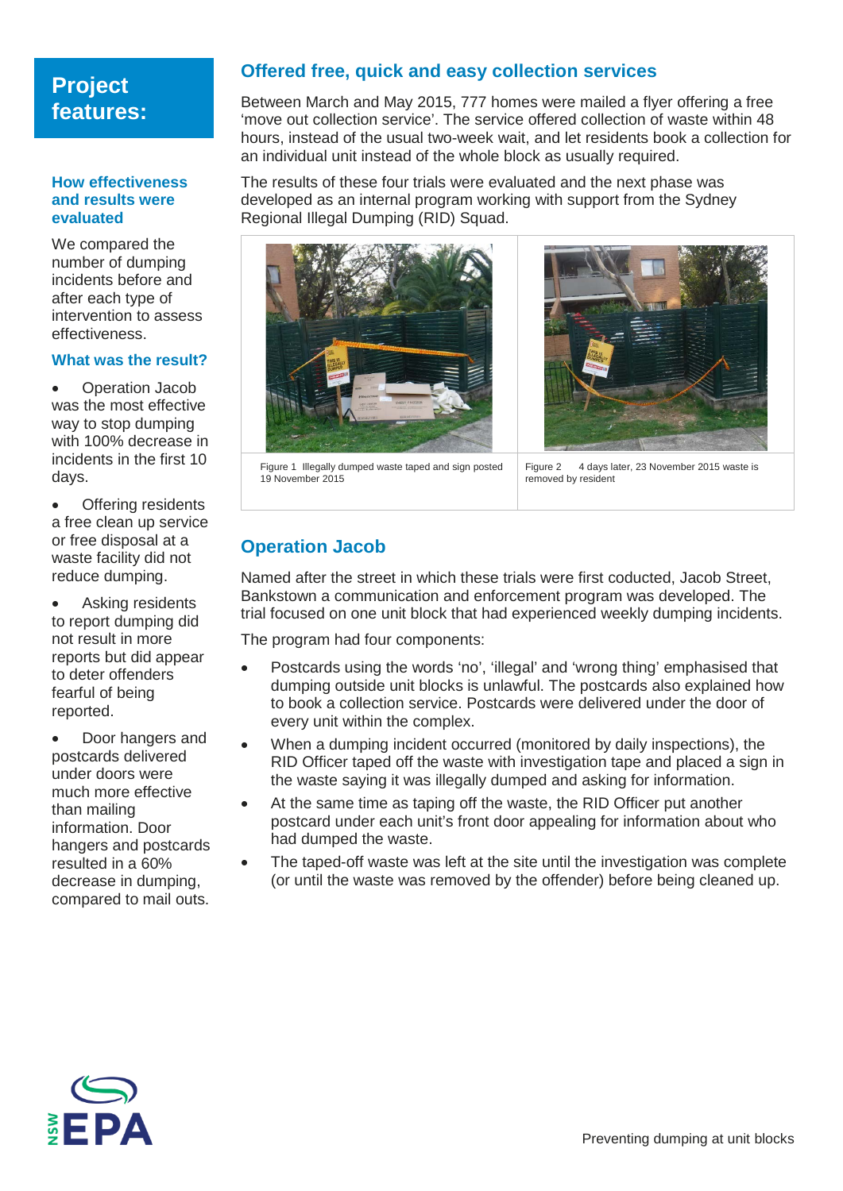## Project features:

### How effectiveness and results were evaluated

We compared the number of dumping incidents before and after each type of intervention to assess effectiveness.

### What was the result?

- Operation Jacob was the most effective way to stop dumping with 100% decrease in incidents in the first 10 days.
- Offering residents a free clean up service or free disposal at a waste facility did not reduce dumping.
- Asking residents to report dumping did not result in more reports but did appear to deter offenders fearful of being reported.
- Door hangers and postcards delivered under doors were much more effective than mailing information. Door hangers and postcards resulted in a 60% decrease in dumping, compared to mail outs.

## Offered free, quick and easy collection services

Between March and May 2015, 777 homes were mailed a flyer offering a free 'move out collection service'. The service offered collection of waste within 48 hours, instead of the usual two-week wait, and let residents book a collection for an individual unit instead of the whole block as usually required.

The results of these four trials were evaluated and the next phase was developed as an internal program working with support from the Sydney Regional Illegal Dumping (RID) Squad.

Figure 1 Illegally dumped waste taped and sign posted 19 November 2015

Figure 2 4 days later, 23 November 2015 waste is removed by resident

## Operation Jacob

Named after the street in which these trials were first coducted, Jacob Street, Bankstown a communication and enforcement program was developed. The trial focused on one unit block that had experienced weekly dumping incidents.

The program had four components:

- Postcards using the words 'no', 'illegal' and 'wrong thing' emphasised that dumping outside unit blocks is unlawful. The postcards also explained how to book a collection service. Postcards were delivered under the door of every unit within the complex.
- When a dumping incident occurred (monitored by daily inspections), the RID Officer taped off the waste with investigation tape and placed a sign in the waste saying it was illegally dumped and asking for information.
- At the same time as taping off the waste, the RID Officer put another postcard under each unit's front door appealing for information about who had dumped the waste.
- The taped-off waste was left at the site until the investigation was complete (or until the waste was removed by the offender) before being cleaned up.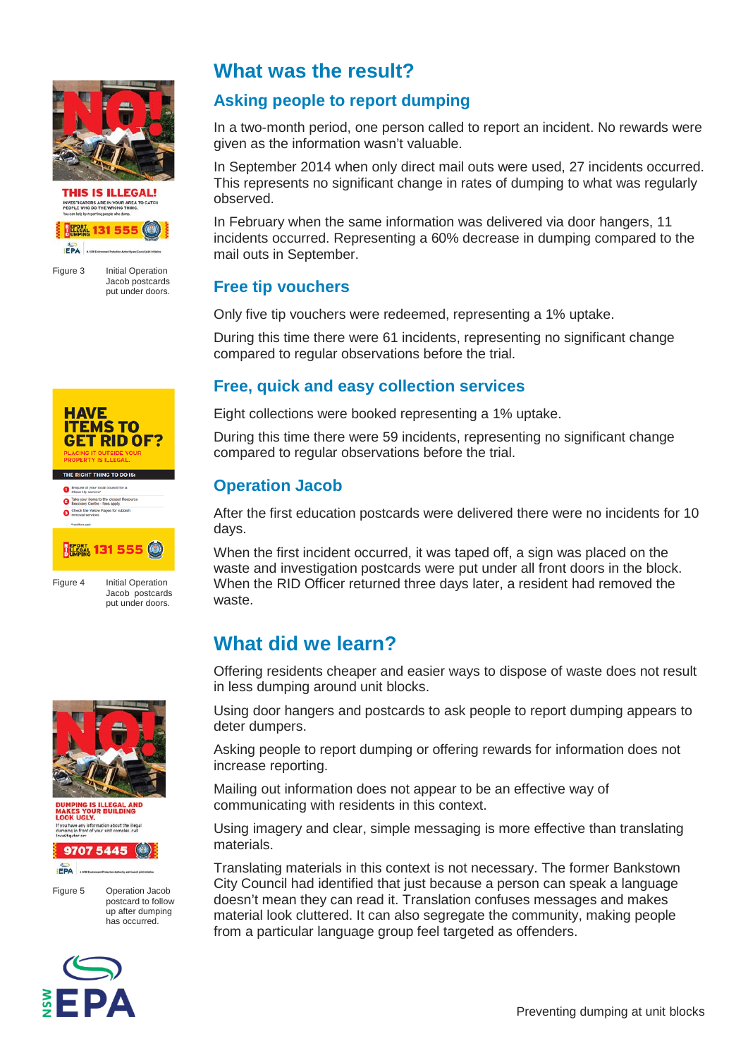Figure 3 Initial Operation Jacob postcards put under doors.

Figure 4 Initial Operation Jacob postcards put under doors.

Figure 5 Operation Jacob postcard to follow up after dumping has occurred.

## What was the result?

### Asking people to report dumping

In a two-month period, one person called to report an incident. No rewards were given as the information wasn't valuable.

In September 2014 when only direct mail outs were used, 27 incidents occurred. This represents no significant change in rates of dumping to what was regularly observed.

In February when the same information was delivered via door hangers, 11 incidents occurred. Representing a 60% decrease in dumping compared to the mail outs in September.

### Free tip vouchers

Only five tip vouchers were redeemed, representing a 1% uptake.

During this time there were 61 incidents, representing no significant change compared to regular observations before the trial.

### Free, quick and easy collection services

Eight collections were booked representing a 1% uptake.

During this time there were 59 incidents, representing no significant change compared to regular observations before the trial.

### Operation Jacob

After the first education postcards were delivered there were no incidents for 10 days.

When the first incident occurred, it was taped off, a sign was placed on the waste and investigation postcards were put under all front doors in the block. When the RID Officer returned three days later, a resident had removed the waste.

## What did we learn?

Offering residents cheaper and easier ways to dispose of waste does not result in less dumping around unit blocks.

Using door hangers and postcards to ask people to report dumping appears to deter dumpers.

Asking people to report dumping or offering rewards for information does not increase reporting.

Mailing out information does not appear to be an effective way of communicating with residents in this context.

Using imagery and clear, simple messaging is more effective than translating materials.

Translating materials in this context is not necessary. The former Bankstown City Council had identified that just because a person can speak a language doesn't mean they can read it. Translation confuses messages and makes material look cluttered. It can also segregate the community, making people from a particular language group feel targeted as offenders.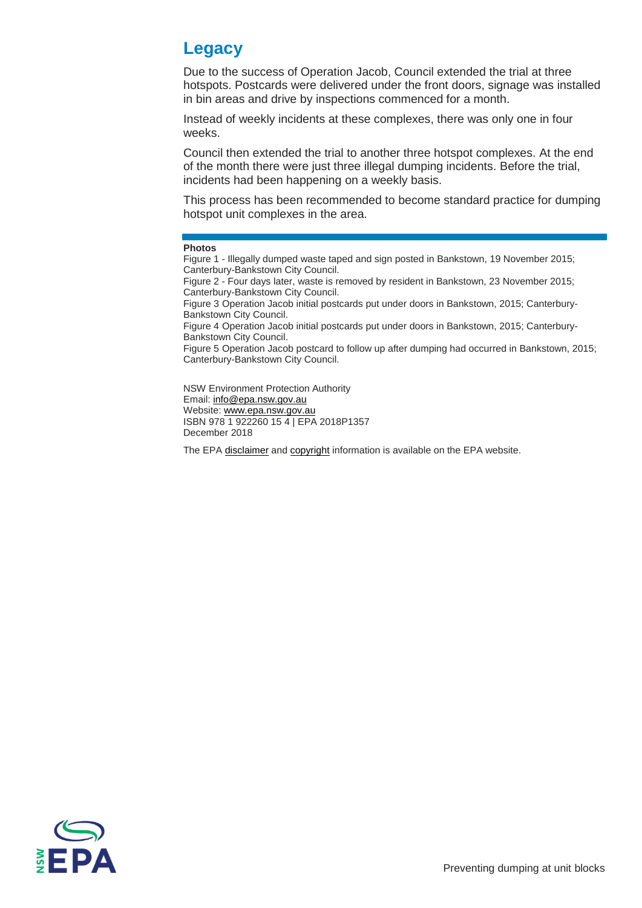## Legacy

Due to the success of Operation Jacob, Council extended the trial at three hotspots. Postcards were delivered under the front doors, signage was installed in bin areas and drive by inspections commenced for a month.

Instead of weekly incidents at these complexes, there was only one in four weeks.

Council then extended the trial to another three hotspot complexes. At the end of the month there were just three illegal dumping incidents. Before the trial, incidents had been happening on a weekly basis.

This process has been recommended to become standard practice for dumping hotspot unit complexes in the area.

**Photos**

Figure 1 - Illegally dumped waste taped and sign posted in Bankstown, 19 November 2015; Canterbury-Bankstown City Council.
Figure 2 - Four days later, waste is removed by resident in Bankstown, 23 November 2015; Canterbury-Bankstown City Council.
Figure 3 Operation Jacob initial postcards put under doors in Bankstown, 2015; Canterbury-Bankstown City Council.
Figure 4 Operation Jacob initial postcards put under doors in Bankstown, 2015; Canterbury-Bankstown City Council.
Figure 5 Operation Jacob postcard to follow up after dumping had occurred in Bankstown, 2015; Canterbury-Bankstown City Council.

NSW Environment Protection Authority
Email: info@epa.nsw.gov.au
Website: www.epa.nsw.gov.au
ISBN 978 1 922260 15 4 | EPA 2018P1357
December 2018

The EPA disclaimer and copyright information is available on the EPA website.